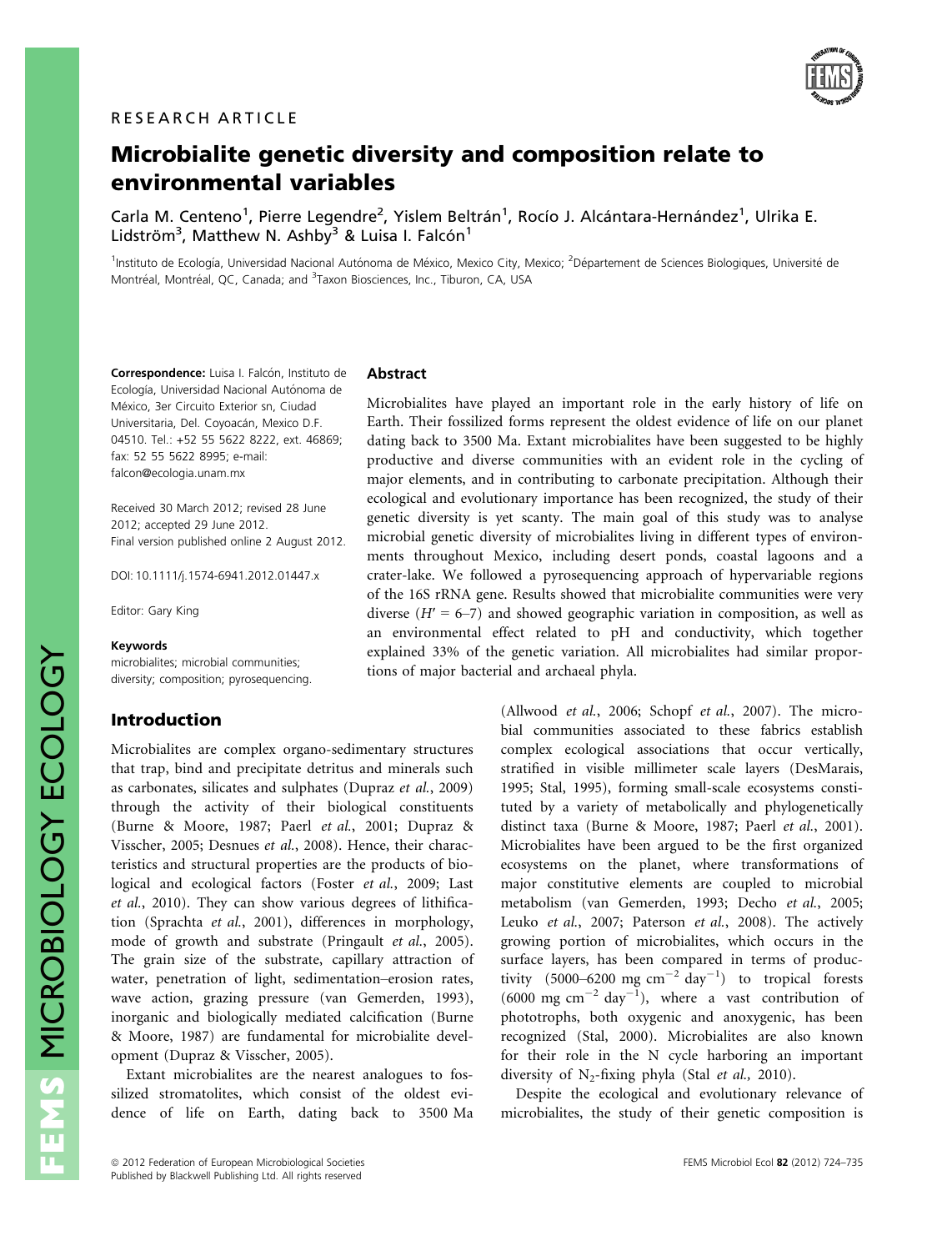RESEARCH ARTICLE

# Microbialite genetic diversity and composition relate to environmental variables

Carla M. Centeno[1], Pierre Legendre[2], Yislem Beltrán[1], Rocío J. Alcántara-Hernández[1], Ulrika E. Lidström[3], Matthew N. Ashby[3] & Luisa I. Falcón[1]

[1]Instituto de Ecología, Universidad Nacional Autónoma de México, Mexico City, Mexico; [2]Département de Sciences Biologiques, Université de Montréal, Montréal, QC, Canada; and [3]Taxon Biosciences, Inc., Tiburon, CA, USA

**Correspondence:** Luisa I. Falcón, Instituto de Ecología, Universidad Nacional Autónoma de México, 3er Circuito Exterior sn, Ciudad Universitaria, Del. Coyoacán, Mexico D.F. 04510. Tel.: +52 55 5622 8222, ext. 46869; fax: 52 55 5622 8995; e-mail: falcon@ecologia.unam.mx

Received 30 March 2012; revised 28 June 2012; accepted 29 June 2012.
Final version published online 2 August 2012.

DOI: 10.1111/j.1574-6941.2012.01447.x

Editor: Gary King

**Keywords**
microbialites; microbial communities; diversity; composition; pyrosequencing.

## Abstract

Microbialites have played an important role in the early history of life on Earth. Their fossilized forms represent the oldest evidence of life on our planet dating back to 3500 Ma. Extant microbialites have been suggested to be highly productive and diverse communities with an evident role in the cycling of major elements, and in contributing to carbonate precipitation. Although their ecological and evolutionary importance has been recognized, the study of their genetic diversity is yet scanty. The main goal of this study was to analyse microbial genetic diversity of microbialites living in different types of environments throughout Mexico, including desert ponds, coastal lagoons and a crater-lake. We followed a pyrosequencing approach of hypervariable regions of the 16S rRNA gene. Results showed that microbialite communities were very diverse ($H' = 6–7$) and showed geographic variation in composition, as well as an environmental effect related to pH and conductivity, which together explained 33% of the genetic variation. All microbialites had similar proportions of major bacterial and archaeal phyla.

## Introduction

Microbialites are complex organo-sedimentary structures that trap, bind and precipitate detritus and minerals such as carbonates, silicates and sulphates (Dupraz *et al.*, 2009) through the activity of their biological constituents (Burne & Moore, 1987; Paerl *et al.*, 2001; Dupraz & Visscher, 2005; Desnues *et al.*, 2008). Hence, their characteristics and structural properties are the products of biological and ecological factors (Foster *et al.*, 2009; Last *et al.*, 2010). They can show various degrees of lithification (Sprachta *et al.*, 2001), differences in morphology, mode of growth and substrate (Pringault *et al.*, 2005). The grain size of the substrate, capillary attraction of water, penetration of light, sedimentation–erosion rates, wave action, grazing pressure (van Gemerden, 1993), inorganic and biologically mediated calcification (Burne & Moore, 1987) are fundamental for microbialite development (Dupraz & Visscher, 2005).

Extant microbialites are the nearest analogues to fossilized stromatolites, which consist of the oldest evidence of life on Earth, dating back to 3500 Ma (Allwood *et al.*, 2006; Schopf *et al.*, 2007). The microbial communities associated to these fabrics establish complex ecological associations that occur vertically, stratified in visible millimeter scale layers (DesMarais, 1995; Stal, 1995), forming small-scale ecosystems constituted by a variety of metabolically and phylogenetically distinct taxa (Burne & Moore, 1987; Paerl *et al.*, 2001). Microbialites have been argued to be the first organized ecosystems on the planet, where transformations of major constitutive elements are coupled to microbial metabolism (van Gemerden, 1993; Decho *et al.*, 2005; Leuko *et al.*, 2007; Paterson *et al.*, 2008). The actively growing portion of microbialites, which occurs in the surface layers, has been compared in terms of productivity (5000–6200 mg cm$^{-2}$ day$^{-1}$) to tropical forests (6000 mg cm$^{-2}$ day$^{-1}$), where a vast contribution of phototrophs, both oxygenic and anoxygenic, has been recognized (Stal, 2000). Microbialites are also known for their role in the N cycle harboring an important diversity of $N_2$-fixing phyla (Stal *et al.,* 2010).

Despite the ecological and evolutionary relevance of microbialites, the study of their genetic composition is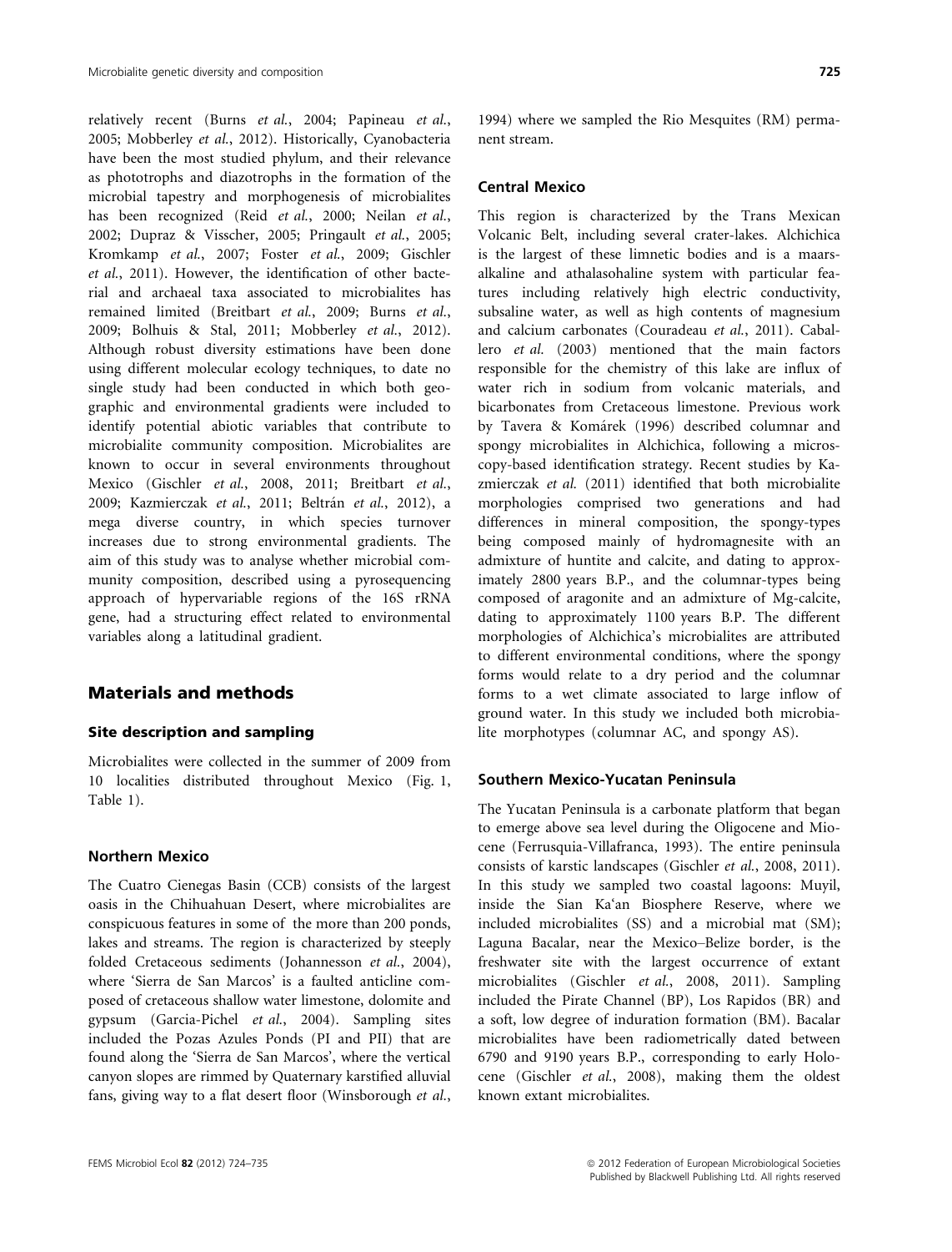relatively recent (Burns *et al.*, 2004; Papineau *et al.*, 2005; Mobberley *et al.*, 2012). Historically, Cyanobacteria have been the most studied phylum, and their relevance as phototrophs and diazotrophs in the formation of the microbial tapestry and morphogenesis of microbialites has been recognized (Reid *et al.*, 2000; Neilan *et al.*, 2002; Dupraz & Visscher, 2005; Pringault *et al.*, 2005; Kromkamp *et al.*, 2007; Foster *et al.*, 2009; Gischler *et al.*, 2011). However, the identification of other bacterial and archaeal taxa associated to microbialites has remained limited (Breitbart *et al.*, 2009; Burns *et al.*, 2009; Bolhuis & Stal, 2011; Mobberley *et al.*, 2012). Although robust diversity estimations have been done using different molecular ecology techniques, to date no single study had been conducted in which both geographic and environmental gradients were included to identify potential abiotic variables that contribute to microbialite community composition. Microbialites are known to occur in several environments throughout Mexico (Gischler *et al.*, 2008, 2011; Breitbart *et al.*, 2009; Kazmierczak *et al.*, 2011; Beltrán *et al.*, 2012), a mega diverse country, in which species turnover increases due to strong environmental gradients. The aim of this study was to analyse whether microbial community composition, described using a pyrosequencing approach of hypervariable regions of the 16S rRNA gene, had a structuring effect related to environmental variables along a latitudinal gradient.

## Materials and methods

### Site description and sampling

Microbialites were collected in the summer of 2009 from 10 localities distributed throughout Mexico (Fig. 1, Table 1).

### Northern Mexico

The Cuatro Cienegas Basin (CCB) consists of the largest oasis in the Chihuahuan Desert, where microbialites are conspicuous features in some of the more than 200 ponds, lakes and streams. The region is characterized by steeply folded Cretaceous sediments (Johannesson *et al.*, 2004), where 'Sierra de San Marcos' is a faulted anticline composed of cretaceous shallow water limestone, dolomite and gypsum (Garcia-Pichel *et al.*, 2004). Sampling sites included the Pozas Azules Ponds (PI and PII) that are found along the 'Sierra de San Marcos', where the vertical canyon slopes are rimmed by Quaternary karstified alluvial fans, giving way to a flat desert floor (Winsborough *et al.*, 1994) where we sampled the Rio Mesquites (RM) permanent stream.

### Central Mexico

This region is characterized by the Trans Mexican Volcanic Belt, including several crater-lakes. Alchichica is the largest of these limnetic bodies and is a maars-alkaline and athalasohaline system with particular features including relatively high electric conductivity, subsaline water, as well as high contents of magnesium and calcium carbonates (Couradeau *et al.*, 2011). Caballero *et al.* (2003) mentioned that the main factors responsible for the chemistry of this lake are influx of water rich in sodium from volcanic materials, and bicarbonates from Cretaceous limestone. Previous work by Tavera & Komárek (1996) described columnar and spongy microbialites in Alchichica, following a microscopy-based identification strategy. Recent studies by Kazmierczak *et al.* (2011) identified that both microbialite morphologies comprised two generations and had differences in mineral composition, the spongy-types being composed mainly of hydromagnesite with an admixture of huntite and calcite, and dating to approximately 2800 years B.P., and the columnar-types being composed of aragonite and an admixture of Mg-calcite, dating to approximately 1100 years B.P. The different morphologies of Alchichica's microbialites are attributed to different environmental conditions, where the spongy forms would relate to a dry period and the columnar forms to a wet climate associated to large inflow of ground water. In this study we included both microbialite morphotypes (columnar AC, and spongy AS).

### Southern Mexico-Yucatan Peninsula

The Yucatan Peninsula is a carbonate platform that began to emerge above sea level during the Oligocene and Miocene (Ferrusquia-Villafranca, 1993). The entire peninsula consists of karstic landscapes (Gischler *et al.*, 2008, 2011). In this study we sampled two coastal lagoons: Muyil, inside the Sian Ka'an Biosphere Reserve, where we included microbialites (SS) and a microbial mat (SM); Laguna Bacalar, near the Mexico–Belize border, is the freshwater site with the largest occurrence of extant microbialites (Gischler *et al.*, 2008, 2011). Sampling included the Pirate Channel (BP), Los Rapidos (BR) and a soft, low degree of induration formation (BM). Bacalar microbialites have been radiometrically dated between 6790 and 9190 years B.P., corresponding to early Holocene (Gischler *et al.*, 2008), making them the oldest known extant microbialites.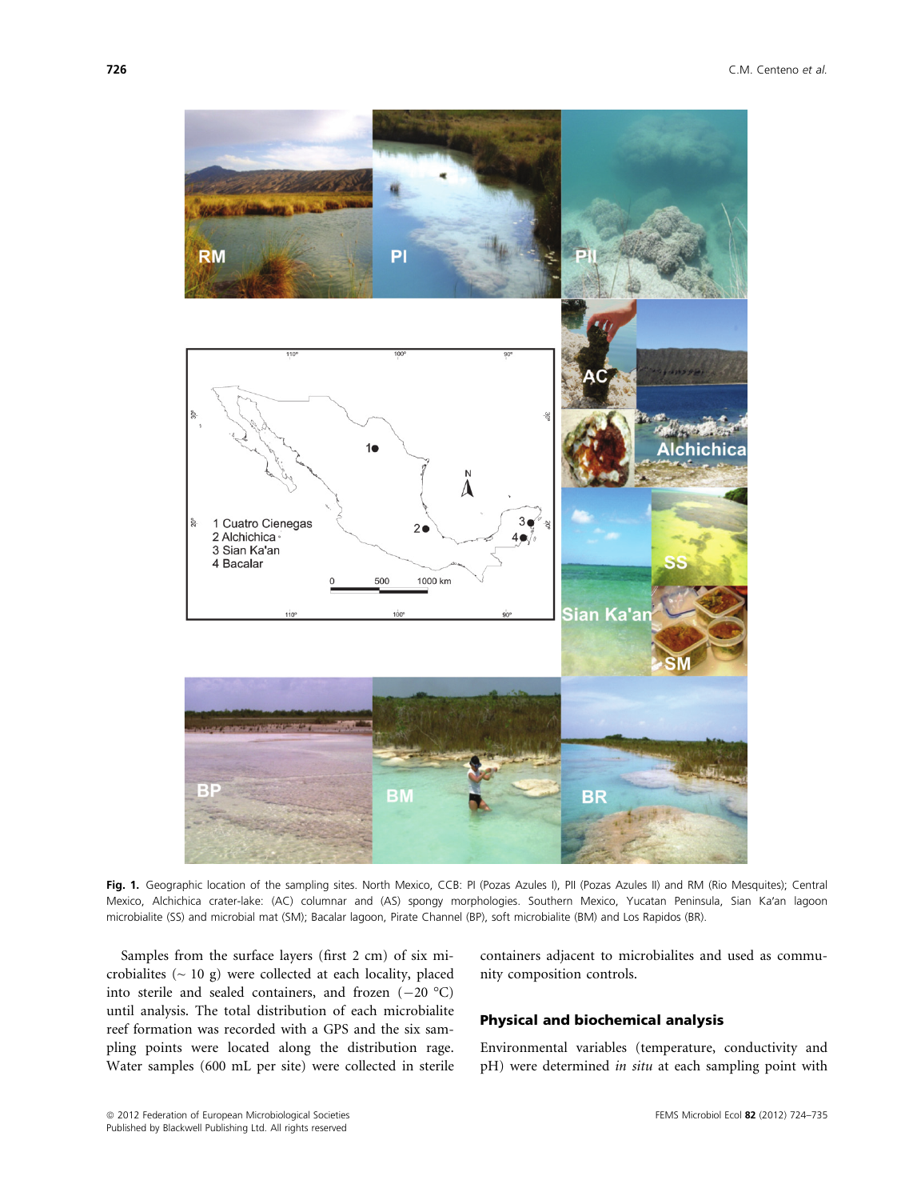**Fig. 1.** Geographic location of the sampling sites. North Mexico, CCB: PI (Pozas Azules I), PII (Pozas Azules II) and RM (Rio Mesquites); Central Mexico, Alchichica crater-lake: (AC) columnar and (AS) spongy morphologies. Southern Mexico, Yucatan Peninsula, Sian Ka'an lagoon microbialite (SS) and microbial mat (SM); Bacalar lagoon, Pirate Channel (BP), soft microbialite (BM) and Los Rapidos (BR).

Samples from the surface layers (first 2 cm) of six microbialites (~ 10 g) were collected at each locality, placed into sterile and sealed containers, and frozen (−20 °C) until analysis. The total distribution of each microbialite reef formation was recorded with a GPS and the six sampling points were located along the distribution rage. Water samples (600 mL per site) were collected in sterile containers adjacent to microbialites and used as community composition controls.

## Physical and biochemical analysis

Environmental variables (temperature, conductivity and pH) were determined *in situ* at each sampling point with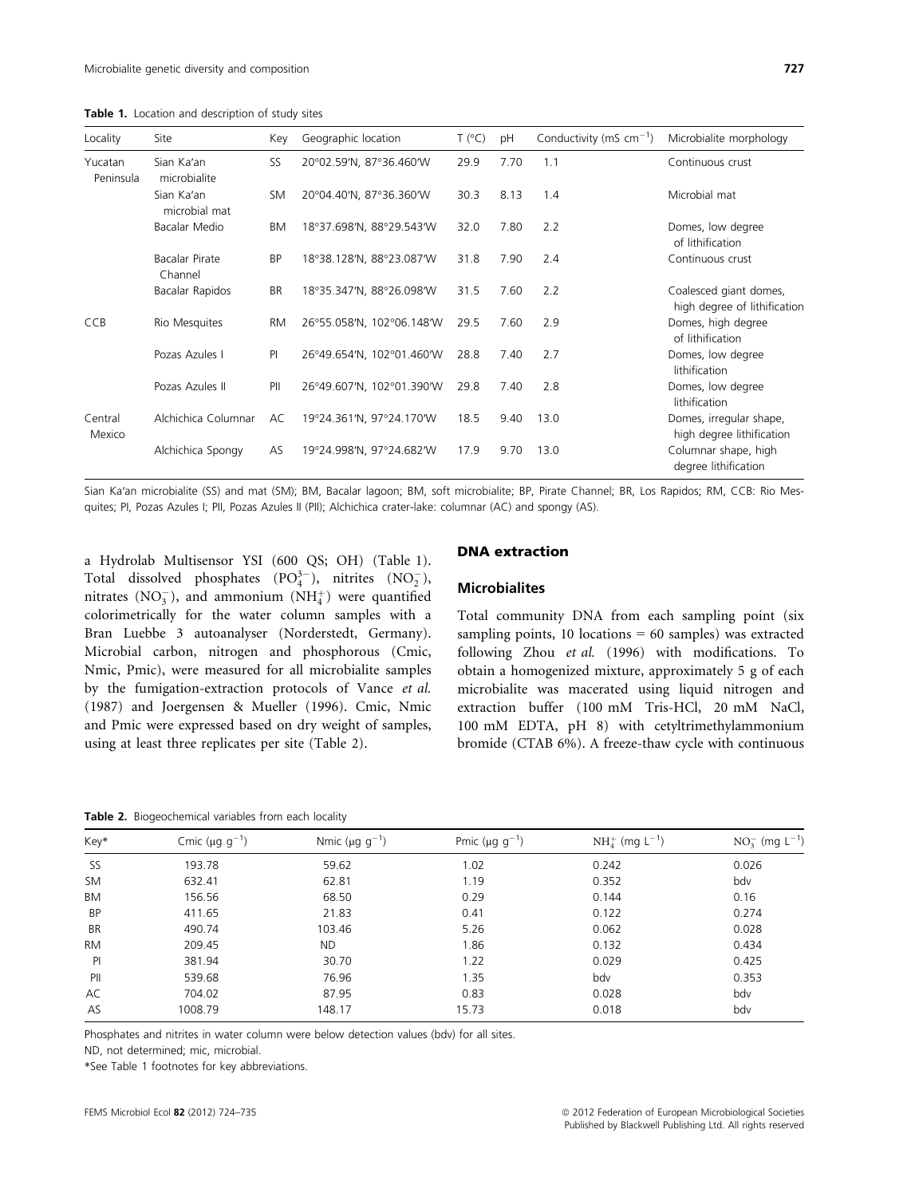**Table 1.** Location and description of study sites

| Locality | Site | Key | Geographic location | T (°C) | pH | Conductivity (mS $cm^{-1}$) | Microbialite morphology |
|---|---|---|---|---|---|---|---|
| Yucatan Peninsula | Sian Ka'an microbialite | SS | 20°02.59′N, 87°36.460′W | 29.9 | 7.70 | 1.1 | Continuous crust |
| | Sian Ka'an microbial mat | SM | 20°04.40′N, 87°36.360′W | 30.3 | 8.13 | 1.4 | Microbial mat |
| | Bacalar Medio | BM | 18°37.698′N, 88°29.543′W | 32.0 | 7.80 | 2.2 | Domes, low degree of lithification |
| | Bacalar Pirate Channel | BP | 18°38.128′N, 88°23.087′W | 31.8 | 7.90 | 2.4 | Continuous crust |
| | Bacalar Rapidos | BR | 18°35.347′N, 88°26.098′W | 31.5 | 7.60 | 2.2 | Coalesced giant domes, high degree of lithification |
| CCB | Rio Mesquites | RM | 26°55.058′N, 102°06.148′W | 29.5 | 7.60 | 2.9 | Domes, high degree of lithification |
| | Pozas Azules I | PI | 26°49.654′N, 102°01.460′W | 28.8 | 7.40 | 2.7 | Domes, low degree lithification |
| | Pozas Azules II | PII | 26°49.607′N, 102°01.390′W | 29.8 | 7.40 | 2.8 | Domes, low degree lithification |
| Central Mexico | Alchichica Columnar | AC | 19°24.361′N, 97°24.170′W | 18.5 | 9.40 | 13.0 | Domes, irregular shape, high degree lithification |
| | Alchichica Spongy | AS | 19°24.998′N, 97°24.682′W | 17.9 | 9.70 | 13.0 | Columnar shape, high degree lithification |

Sian Ka'an microbialite (SS) and mat (SM); BM, Bacalar lagoon; BM, soft microbialite; BP, Pirate Channel; BR, Los Rapidos; RM, CCB: Rio Mesquites; PI, Pozas Azules I; PII, Pozas Azules II (PII); Alchichica crater-lake: columnar (AC) and spongy (AS).

a Hydrolab Multisensor YSI (600 QS; OH) (Table 1). Total dissolved phosphates ($PO_4^{3-}$), nitrites ($NO_2^-$), nitrates ($NO_3^-$), and ammonium ($NH_4^+$) were quantified colorimetrically for the water column samples with a Bran Luebbe 3 autoanalyser (Norderstedt, Germany). Microbial carbon, nitrogen and phosphorous (Cmic, Nmic, Pmic), were measured for all microbialite samples by the fumigation-extraction protocols of Vance *et al.* (1987) and Joergensen & Mueller (1996). Cmic, Nmic and Pmic were expressed based on dry weight of samples, using at least three replicates per site (Table 2).

## DNA extraction

### Microbialites

Total community DNA from each sampling point (six sampling points, 10 locations = 60 samples) was extracted following Zhou *et al.* (1996) with modifications. To obtain a homogenized mixture, approximately 5 g of each microbialite was macerated using liquid nitrogen and extraction buffer (100 mM Tris-HCl, 20 mM NaCl, 100 mM EDTA, pH 8) with cetyltrimethylammonium bromide (CTAB 6%). A freeze-thaw cycle with continuous

**Table 2.** Biogeochemical variables from each locality

| Key* | Cmic (μg $g^{-1}$) | Nmic (μg $g^{-1}$) | Pmic (μg $g^{-1}$) | $NH_4^+$ (mg $L^{-1}$) | $NO_3^-$ (mg $L^{-1}$) |
|---|---|---|---|---|---|
| SS | 193.78 | 59.62 | 1.02 | 0.242 | 0.026 |
| SM | 632.41 | 62.81 | 1.19 | 0.352 | bdv |
| BM | 156.56 | 68.50 | 0.29 | 0.144 | 0.16 |
| BP | 411.65 | 21.83 | 0.41 | 0.122 | 0.274 |
| BR | 490.74 | 103.46 | 5.26 | 0.062 | 0.028 |
| RM | 209.45 | ND | 1.86 | 0.132 | 0.434 |
| PI | 381.94 | 30.70 | 1.22 | 0.029 | 0.425 |
| PII | 539.68 | 76.96 | 1.35 | bdv | 0.353 |
| AC | 704.02 | 87.95 | 0.83 | 0.028 | bdv |
| AS | 1008.79 | 148.17 | 15.73 | 0.018 | bdv |

Phosphates and nitrites in water column were below detection values (bdv) for all sites.

ND, not determined; mic, microbial.

*See Table 1 footnotes for key abbreviations.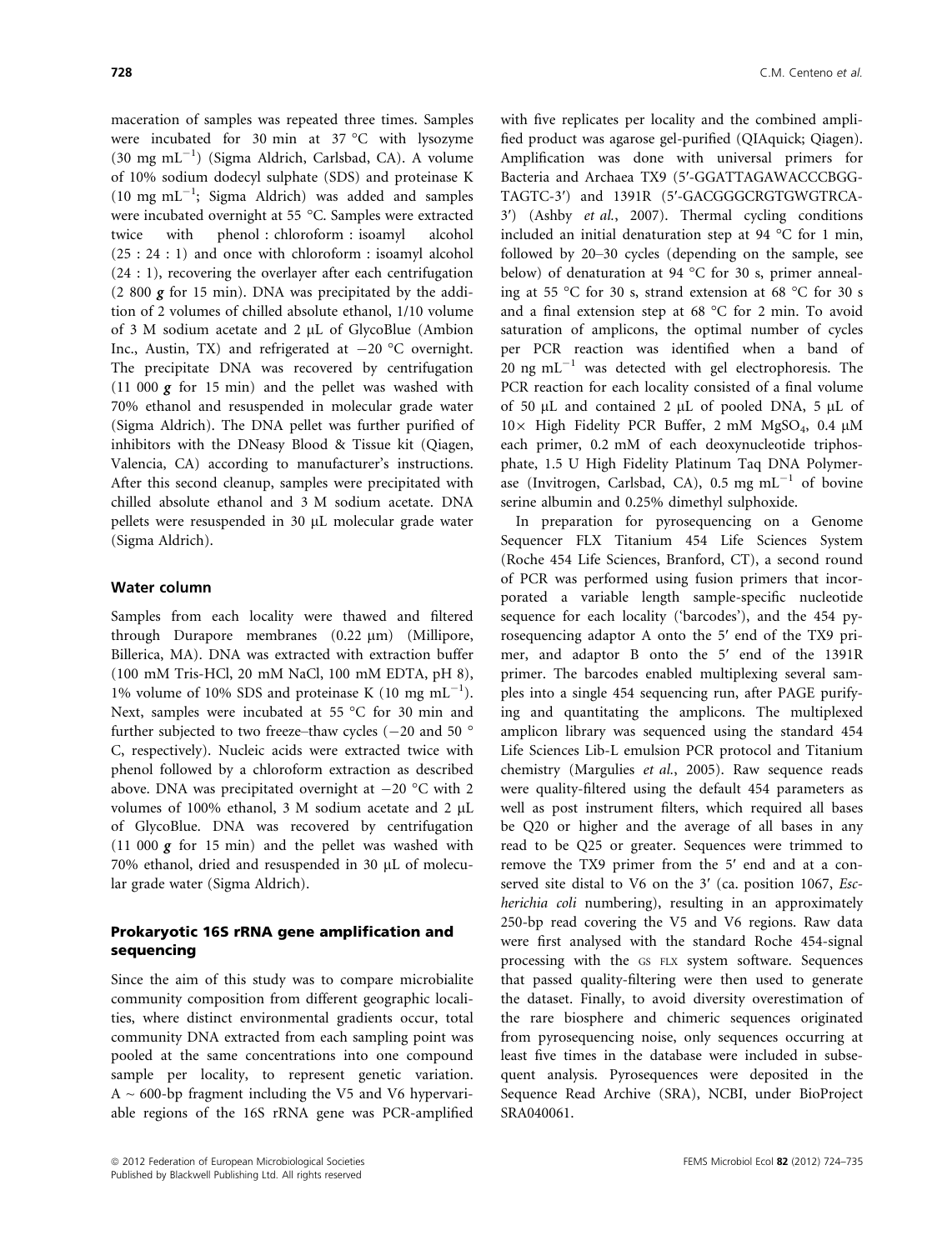maceration of samples was repeated three times. Samples were incubated for 30 min at 37 °C with lysozyme (30 mg mL$^{-1}$) (Sigma Aldrich, Carlsbad, CA). A volume of 10% sodium dodecyl sulphate (SDS) and proteinase K (10 mg mL$^{-1}$; Sigma Aldrich) was added and samples were incubated overnight at 55 °C. Samples were extracted twice with phenol : chloroform : isoamyl alcohol (25 : 24 : 1) and once with chloroform : isoamyl alcohol (24 : 1), recovering the overlayer after each centrifugation (2 800 ***g*** for 15 min). DNA was precipitated by the addition of 2 volumes of chilled absolute ethanol, 1/10 volume of 3 M sodium acetate and 2 μL of GlycoBlue (Ambion Inc., Austin, TX) and refrigerated at −20 °C overnight. The precipitate DNA was recovered by centrifugation (11 000 ***g*** for 15 min) and the pellet was washed with 70% ethanol and resuspended in molecular grade water (Sigma Aldrich). The DNA pellet was further purified of inhibitors with the DNeasy Blood & Tissue kit (Qiagen, Valencia, CA) according to manufacturer's instructions. After this second cleanup, samples were precipitated with chilled absolute ethanol and 3 M sodium acetate. DNA pellets were resuspended in 30 μL molecular grade water (Sigma Aldrich).

### Water column

Samples from each locality were thawed and filtered through Durapore membranes (0.22 μm) (Millipore, Billerica, MA). DNA was extracted with extraction buffer (100 mM Tris-HCl, 20 mM NaCl, 100 mM EDTA, pH 8), 1% volume of 10% SDS and proteinase K (10 mg mL$^{-1}$). Next, samples were incubated at 55 °C for 30 min and further subjected to two freeze–thaw cycles (−20 and 50 °C, respectively). Nucleic acids were extracted twice with phenol followed by a chloroform extraction as described above. DNA was precipitated overnight at −20 °C with 2 volumes of 100% ethanol, 3 M sodium acetate and 2 μL of GlycoBlue. DNA was recovered by centrifugation (11 000 ***g*** for 15 min) and the pellet was washed with 70% ethanol, dried and resuspended in 30 μL of molecular grade water (Sigma Aldrich).

### Prokaryotic 16S rRNA gene amplification and sequencing

Since the aim of this study was to compare microbialite community composition from different geographic localities, where distinct environmental gradients occur, total community DNA extracted from each sampling point was pooled at the same concentrations into one compound sample per locality, to represent genetic variation. A ~ 600-bp fragment including the V5 and V6 hypervariable regions of the 16S rRNA gene was PCR-amplified with five replicates per locality and the combined amplified product was agarose gel-purified (QIAquick; Qiagen). Amplification was done with universal primers for Bacteria and Archaea TX9 (5′-GGATTAGAWACCCBGG-TAGTC-3′) and 1391R (5′-GACGGGCRGTGWGTRCA-3′) (Ashby *et al.*, 2007). Thermal cycling conditions included an initial denaturation step at 94 °C for 1 min, followed by 20–30 cycles (depending on the sample, see below) of denaturation at 94 °C for 30 s, primer annealing at 55 °C for 30 s, strand extension at 68 °C for 30 s and a final extension step at 68 °C for 2 min. To avoid saturation of amplicons, the optimal number of cycles per PCR reaction was identified when a band of 20 ng mL$^{-1}$ was detected with gel electrophoresis. The PCR reaction for each locality consisted of a final volume of 50 μL and contained 2 μL of pooled DNA, 5 μL of 10× High Fidelity PCR Buffer, 2 mM $MgSO_4$, 0.4 μM each primer, 0.2 mM of each deoxynucleotide triphosphate, 1.5 U High Fidelity Platinum Taq DNA Polymerase (Invitrogen, Carlsbad, CA), 0.5 mg mL$^{-1}$ of bovine serine albumin and 0.25% dimethyl sulphoxide.

In preparation for pyrosequencing on a Genome Sequencer FLX Titanium 454 Life Sciences System (Roche 454 Life Sciences, Branford, CT), a second round of PCR was performed using fusion primers that incorporated a variable length sample-specific nucleotide sequence for each locality ('barcodes'), and the 454 pyrosequencing adaptor A onto the 5′ end of the TX9 primer, and adaptor B onto the 5′ end of the 1391R primer. The barcodes enabled multiplexing several samples into a single 454 sequencing run, after PAGE purifying and quantitating the amplicons. The multiplexed amplicon library was sequenced using the standard 454 Life Sciences Lib-L emulsion PCR protocol and Titanium chemistry (Margulies *et al.*, 2005). Raw sequence reads were quality-filtered using the default 454 parameters as well as post instrument filters, which required all bases be Q20 or higher and the average of all bases in any read to be Q25 or greater. Sequences were trimmed to remove the TX9 primer from the 5′ end and at a conserved site distal to V6 on the 3′ (ca. position 1067, *Escherichia coli* numbering), resulting in an approximately 250-bp read covering the V5 and V6 regions. Raw data were first analysed with the standard Roche 454-signal processing with the GS FLX system software. Sequences that passed quality-filtering were then used to generate the dataset. Finally, to avoid diversity overestimation of the rare biosphere and chimeric sequences originated from pyrosequencing noise, only sequences occurring at least five times in the database were included in subsequent analysis. Pyrosequences were deposited in the Sequence Read Archive (SRA), NCBI, under BioProject SRA040061.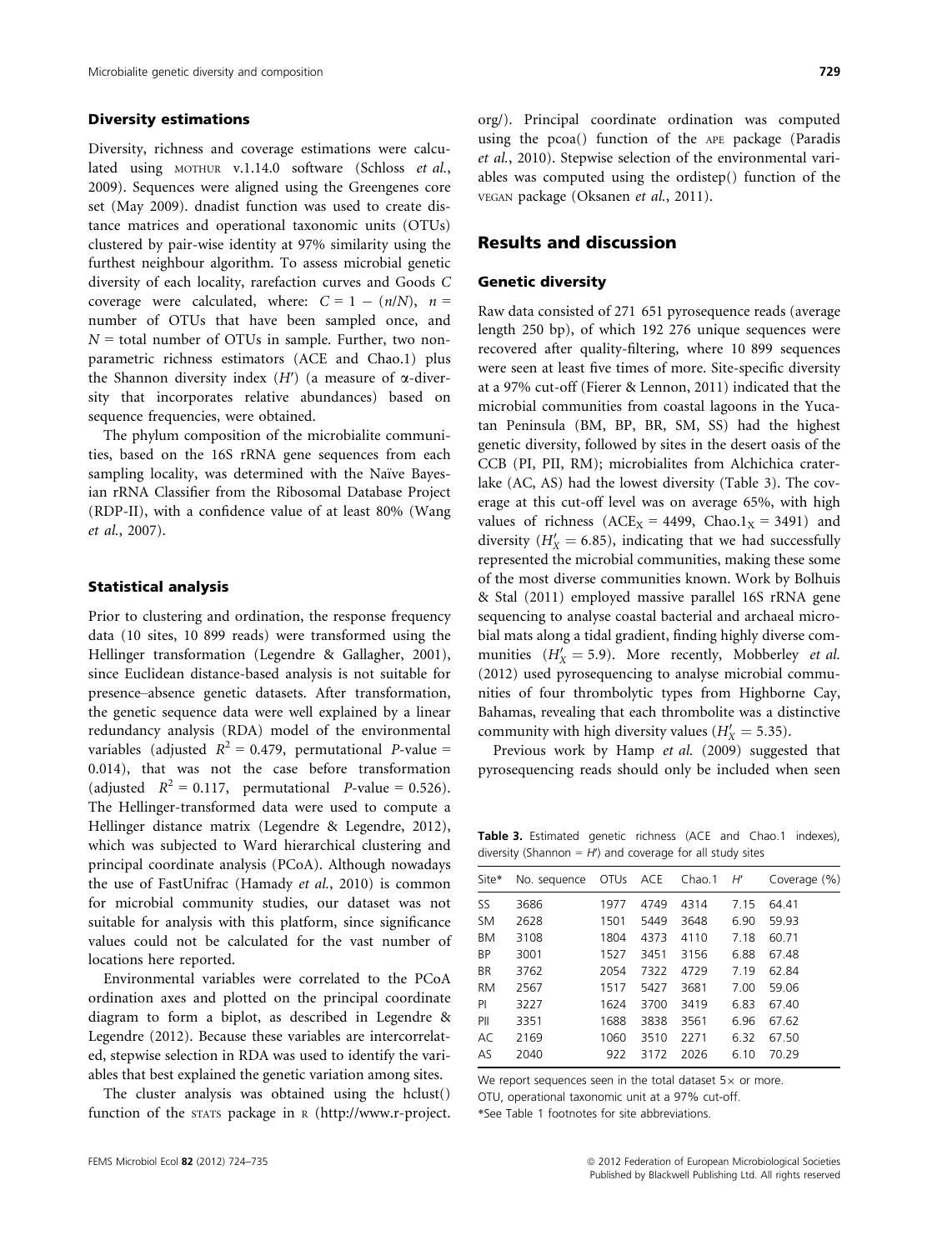### Diversity estimations

Diversity, richness and coverage estimations were calculated using MOTHUR v.1.14.0 software (Schloss *et al.*, 2009). Sequences were aligned using the Greengenes core set (May 2009). dnadist function was used to create distance matrices and operational taxonomic units (OTUs) clustered by pair-wise identity at 97% similarity using the furthest neighbour algorithm. To assess microbial genetic diversity of each locality, rarefaction curves and Goods $C$ coverage were calculated, where: $C = 1 - (n/N)$, $n$ = number of OTUs that have been sampled once, and $N$ = total number of OTUs in sample. Further, two nonparametric richness estimators (ACE and Chao.1) plus the Shannon diversity index ($H'$) (a measure of $\alpha$-diversity that incorporates relative abundances) based on sequence frequencies, were obtained.

The phylum composition of the microbialite communities, based on the 16S rRNA gene sequences from each sampling locality, was determined with the Naïve Bayesian rRNA Classifier from the Ribosomal Database Project (RDP-II), with a confidence value of at least 80% (Wang *et al.*, 2007).

### Statistical analysis

Prior to clustering and ordination, the response frequency data (10 sites, 10 899 reads) were transformed using the Hellinger transformation (Legendre & Gallagher, 2001), since Euclidean distance-based analysis is not suitable for presence–absence genetic datasets. After transformation, the genetic sequence data were well explained by a linear redundancy analysis (RDA) model of the environmental variables (adjusted $R^2 = 0.479$, permutational $P$-value = 0.014), that was not the case before transformation (adjusted $R^2 = 0.117$, permutational $P$-value = 0.526). The Hellinger-transformed data were used to compute a Hellinger distance matrix (Legendre & Legendre, 2012), which was subjected to Ward hierarchical clustering and principal coordinate analysis (PCoA). Although nowadays the use of FastUnifrac (Hamady *et al.*, 2010) is common for microbial community studies, our dataset was not suitable for analysis with this platform, since significance values could not be calculated for the vast number of locations here reported.

Environmental variables were correlated to the PCoA ordination axes and plotted on the principal coordinate diagram to form a biplot, as described in Legendre & Legendre (2012). Because these variables are intercorrelated, stepwise selection in RDA was used to identify the variables that best explained the genetic variation among sites.

The cluster analysis was obtained using the hclust() function of the STATS package in R (http://www.r-project.org/). Principal coordinate ordination was computed using the pcoa() function of the APE package (Paradis *et al.*, 2010). Stepwise selection of the environmental variables was computed using the ordistep() function of the VEGAN package (Oksanen *et al.*, 2011).

## Results and discussion

### Genetic diversity

Raw data consisted of 271 651 pyrosequence reads (average length 250 bp), of which 192 276 unique sequences were recovered after quality-filtering, where 10 899 sequences were seen at least five times of more. Site-specific diversity at a 97% cut-off (Fierer & Lennon, 2011) indicated that the microbial communities from coastal lagoons in the Yucatan Peninsula (BM, BP, BR, SM, SS) had the highest genetic diversity, followed by sites in the desert oasis of the CCB (PI, PII, RM); microbialites from Alchichica craterlake (AC, AS) had the lowest diversity (Table 3). The coverage at this cut-off level was on average 65%, with high values of richness ($ACE_X = 4499$, $Chao.1_X = 3491$) and diversity ($H'_X = 6.85$), indicating that we had successfully represented the microbial communities, making these some of the most diverse communities known. Work by Bolhuis & Stal (2011) employed massive parallel 16S rRNA gene sequencing to analyse coastal bacterial and archaeal microbial mats along a tidal gradient, finding highly diverse communities ($H'_X = 5.9$). More recently, Mobberley *et al.* (2012) used pyrosequencing to analyse microbial communities of four thrombolytic types from Highborne Cay, Bahamas, revealing that each thrombolite was a distinctive community with high diversity values ($H'_X = 5.35$).

Previous work by Hamp *et al.* (2009) suggested that pyrosequencing reads should only be included when seen

**Table 3.** Estimated genetic richness (ACE and Chao.1 indexes), diversity (Shannon = $H'$) and coverage for all study sites

| Site* | No. sequence | OTUs | ACE | Chao.1 | $H'$ | Coverage (%) |
|---|---|---|---|---|---|---|
| SS | 3686 | 1977 | 4749 | 4314 | 7.15 | 64.41 |
| SM | 2628 | 1501 | 5449 | 3648 | 6.90 | 59.93 |
| BM | 3108 | 1804 | 4373 | 4110 | 7.18 | 60.71 |
| BP | 3001 | 1527 | 3451 | 3156 | 6.88 | 67.48 |
| BR | 3762 | 2054 | 7322 | 4729 | 7.19 | 62.84 |
| RM | 2567 | 1517 | 5427 | 3681 | 7.00 | 59.06 |
| PI | 3227 | 1624 | 3700 | 3419 | 6.83 | 67.40 |
| PII | 3351 | 1688 | 3838 | 3561 | 6.96 | 67.62 |
| AC | 2169 | 1060 | 3510 | 2271 | 6.32 | 67.50 |
| AS | 2040 | 922 | 3172 | 2026 | 6.10 | 70.29 |

We report sequences seen in the total dataset 5× or more.

OTU, operational taxonomic unit at a 97% cut-off.

*See Table 1 footnotes for site abbreviations.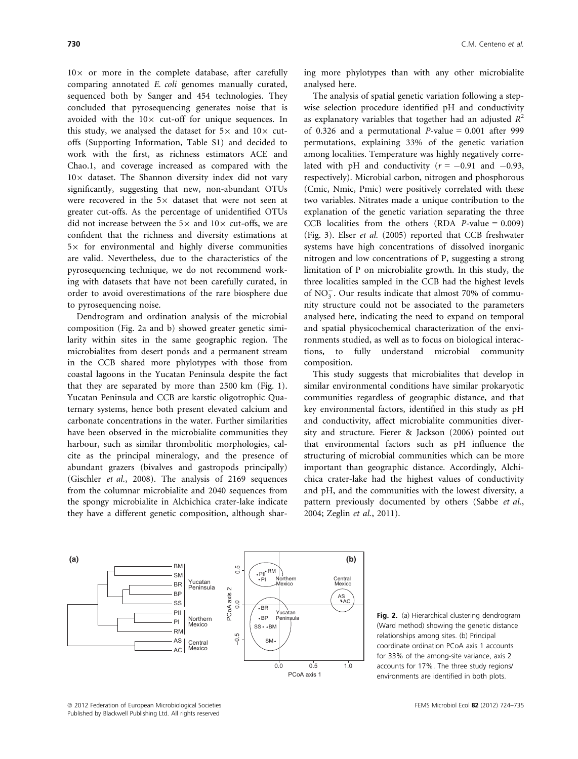10× or more in the complete database, after carefully comparing annotated *E. coli* genomes manually curated, sequenced both by Sanger and 454 technologies. They concluded that pyrosequencing generates noise that is avoided with the 10× cut-off for unique sequences. In this study, we analysed the dataset for 5× and 10× cut-offs (Supporting Information, Table S1) and decided to work with the first, as richness estimators ACE and Chao.1, and coverage increased as compared with the 10× dataset. The Shannon diversity index did not vary significantly, suggesting that new, non-abundant OTUs were recovered in the 5× dataset that were not seen at greater cut-offs. As the percentage of unidentified OTUs did not increase between the 5× and 10× cut-offs, we are confident that the richness and diversity estimations at 5× for environmental and highly diverse communities are valid. Nevertheless, due to the characteristics of the pyrosequencing technique, we do not recommend working with datasets that have not been carefully curated, in order to avoid overestimations of the rare biosphere due to pyrosequencing noise.

Dendrogram and ordination analysis of the microbial composition (Fig. 2a and b) showed greater genetic similarity within sites in the same geographic region. The microbialites from desert ponds and a permanent stream in the CCB shared more phylotypes with those from coastal lagoons in the Yucatan Peninsula despite the fact that they are separated by more than 2500 km (Fig. 1). Yucatan Peninsula and CCB are karstic oligotrophic Quaternary systems, hence both present elevated calcium and carbonate concentrations in the water. Further similarities have been observed in the microbialite communities they harbour, such as similar thrombolitic morphologies, calcite as the principal mineralogy, and the presence of abundant grazers (bivalves and gastropods principally) (Gischler *et al.*, 2008). The analysis of 2169 sequences from the columnar microbialite and 2040 sequences from the spongy microbialite in Alchichica crater-lake indicate they have a different genetic composition, although sharing more phylotypes than with any other microbialite analysed here.

The analysis of spatial genetic variation following a stepwise selection procedure identified pH and conductivity as explanatory variables that together had an adjusted $R^2$ of 0.326 and a permutational $P$-value = 0.001 after 999 permutations, explaining 33% of the genetic variation among localities. Temperature was highly negatively correlated with pH and conductivity ($r = -0.91$ and $-0.93$, respectively). Microbial carbon, nitrogen and phosphorous (Cmic, Nmic, Pmic) were positively correlated with these two variables. Nitrates made a unique contribution to the explanation of the genetic variation separating the three CCB localities from the others (RDA $P$-value = 0.009) (Fig. 3). Elser *et al.* (2005) reported that CCB freshwater systems have high concentrations of dissolved inorganic nitrogen and low concentrations of P, suggesting a strong limitation of P on microbialite growth. In this study, the three localities sampled in the CCB had the highest levels of $NO_3^-$. Our results indicate that almost 70% of community structure could not be associated to the parameters analysed here, indicating the need to expand on temporal and spatial physicochemical characterization of the environments studied, as well as to focus on biological interactions, to fully understand microbial community composition.

This study suggests that microbialites that develop in similar environmental conditions have similar prokaryotic communities regardless of geographic distance, and that key environmental factors, identified in this study as pH and conductivity, affect microbialite communities diversity and structure. Fierer & Jackson (2006) pointed out that environmental factors such as pH influence the structuring of microbial communities which can be more important than geographic distance. Accordingly, Alchichica crater-lake had the highest values of conductivity and pH, and the communities with the lowest diversity, a pattern previously documented by others (Sabbe *et al.*, 2004; Zeglin *et al.*, 2011).

**Fig. 2.** (a) Hierarchical clustering dendrogram (Ward method) showing the genetic distance relationships among sites. (b) Principal coordinate ordination PCoA axis 1 accounts for 33% of the among-site variance, axis 2 accounts for 17%. The three study regions/environments are identified in both plots.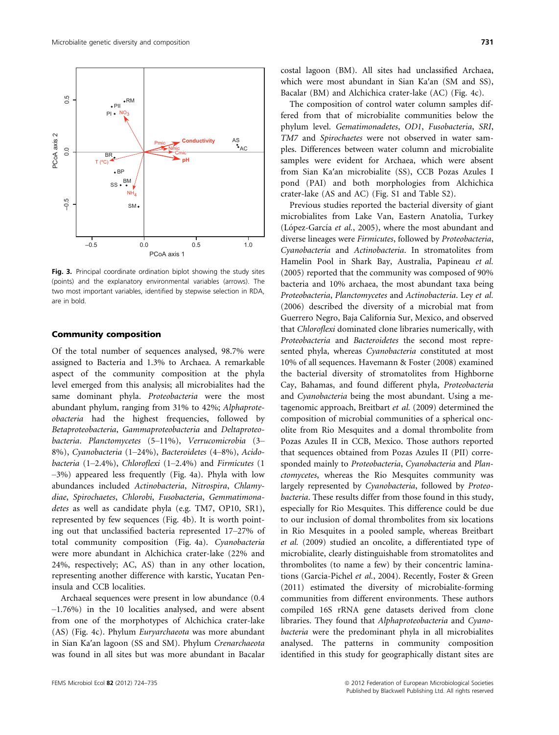Fig. 3. Principal coordinate ordination biplot showing the study sites (points) and the explanatory environmental variables (arrows). The two most important variables, identified by stepwise selection in RDA, are in bold.

## Community composition

Of the total number of sequences analysed, 98.7% were assigned to Bacteria and 1.3% to Archaea. A remarkable aspect of the community composition at the phyla level emerged from this analysis; all microbialites had the same dominant phyla. *Proteobacteria* were the most abundant phylum, ranging from 31% to 42%; *Alphaproteobacteria* had the highest frequencies, followed by *Betaproteobacteria*, *Gammaproteobacteria* and *Deltaproteobacteria*. *Planctomycetes* (5–11%), *Verrucomicrobia* (3–8%), *Cyanobacteria* (1–24%), *Bacteroidetes* (4–8%), *Acidobacteria* (1–2.4%), *Chloroflexi* (1–2.4%) and *Firmicutes* (1–3%) appeared less frequently (Fig. 4a). Phyla with low abundances included *Actinobacteria*, *Nitrospira*, *Chlamydiae*, *Spirochaetes*, *Chlorobi*, *Fusobacteria*, *Gemmatimonadetes* as well as candidate phyla (e.g. TM7, OP10, SR1), represented by few sequences (Fig. 4b). It is worth pointing out that unclassified bacteria represented 17–27% of total community composition (Fig. 4a). *Cyanobacteria* were more abundant in Alchichica crater-lake (22% and 24%, respectively; AC, AS) than in any other location, representing another difference with karstic, Yucatan Peninsula and CCB localities.

Archaeal sequences were present in low abundance (0.4–1.76%) in the 10 localities analysed, and were absent from one of the morphotypes of Alchichica crater-lake (AS) (Fig. 4c). Phylum *Euryarchaeota* was more abundant in Sian Ka′an lagoon (SS and SM). Phylum *Crenarchaeota* was found in all sites but was more abundant in Bacalar costal lagoon (BM). All sites had unclassified Archaea, which were most abundant in Sian Ka′an (SM and SS), Bacalar (BM) and Alchichica crater-lake (AC) (Fig. 4c).

The composition of control water column samples differed from that of microbialite communities below the phylum level. *Gematimonadetes*, *OD1*, *Fusobacteria*, *SRI*, *TM7* and *Spirochaetes* were not observed in water samples. Differences between water column and microbialite samples were evident for Archaea, which were absent from Sian Ka′an microbialite (SS), CCB Pozas Azules I pond (PAI) and both morphologies from Alchichica crater-lake (AS and AC) (Fig. S1 and Table S2).

Previous studies reported the bacterial diversity of giant microbialites from Lake Van, Eastern Anatolia, Turkey (López-García *et al.*, 2005), where the most abundant and diverse lineages were *Firmicutes*, followed by *Proteobacteria*, *Cyanobacteria* and *Actinobacteria*. In stromatolites from Hamelin Pool in Shark Bay, Australia, Papineau *et al.* (2005) reported that the community was composed of 90% bacteria and 10% archaea, the most abundant taxa being *Proteobacteria*, *Planctomycetes* and *Actinobacteria*. Ley *et al.* (2006) described the diversity of a microbial mat from Guerrero Negro, Baja California Sur, Mexico, and observed that *Chloroflexi* dominated clone libraries numerically, with *Proteobacteria* and *Bacteroidetes* the second most represented phyla, whereas *Cyanobacteria* constituted at most 10% of all sequences. Havemann & Foster (2008) examined the bacterial diversity of stromatolites from Highborne Cay, Bahamas, and found different phyla, *Proteobacteria* and *Cyanobacteria* being the most abundant. Using a metagenomic approach, Breitbart *et al.* (2009) determined the composition of microbial communities of a spherical oncolite from Rio Mesquites and a domal thrombolite from Pozas Azules II in CCB, Mexico. Those authors reported that sequences obtained from Pozas Azules II (PII) corresponded mainly to *Proteobacteria*, *Cyanobacteria* and *Planctomycetes*, whereas the Rio Mesquites community was largely represented by *Cyanobacteria*, followed by *Proteobacteria*. These results differ from those found in this study, especially for Rio Mesquites. This difference could be due to our inclusion of domal thrombolites from six locations in Rio Mesquites in a pooled sample, whereas Breitbart *et al.* (2009) studied an oncolite, a differentiated type of microbialite, clearly distinguishable from stromatolites and thrombolites (to name a few) by their concentric laminations (Garcia-Pichel *et al.*, 2004). Recently, Foster & Green (2011) estimated the diversity of microbialite-forming communities from different environments. These authors compiled 16S rRNA gene datasets derived from clone libraries. They found that *Alphaproteobacteria* and *Cyanobacteria* were the predominant phyla in all microbialites analysed. The patterns in community composition identified in this study for geographically distant sites are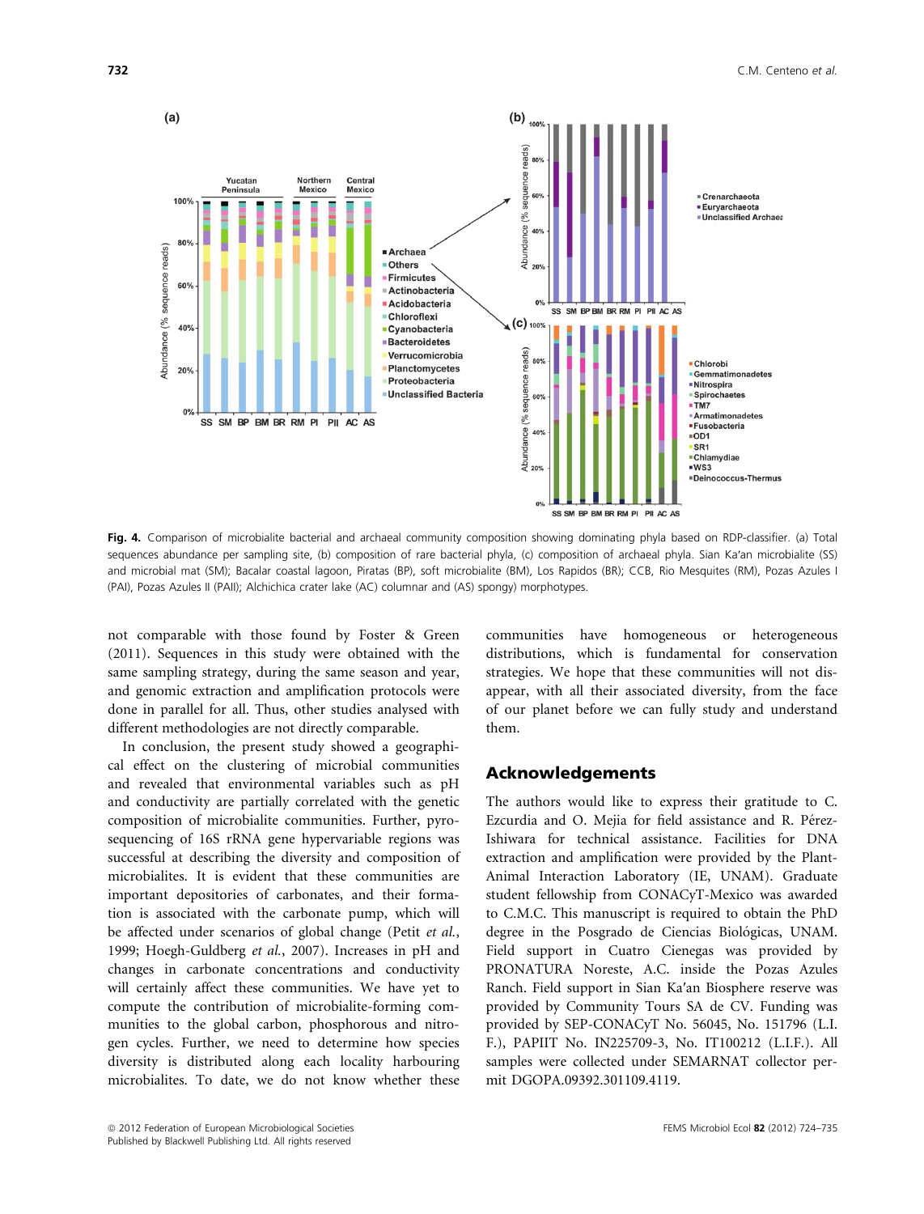**Fig. 4.** Comparison of microbialite bacterial and archaeal community composition showing dominating phyla based on RDP-classifier. (a) Total sequences abundance per sampling site, (b) composition of rare bacterial phyla, (c) composition of archaeal phyla. Sian Ka'an microbialite (SS) and microbial mat (SM); Bacalar coastal lagoon, Piratas (BP), soft microbialite (BM), Los Rapidos (BR); CCB, Rio Mesquites (RM), Pozas Azules I (PAI), Pozas Azules II (PAII); Alchichica crater lake (AC) columnar and (AS) spongy) morphotypes.

not comparable with those found by Foster & Green (2011). Sequences in this study were obtained with the same sampling strategy, during the same season and year, and genomic extraction and amplification protocols were done in parallel for all. Thus, other studies analysed with different methodologies are not directly comparable.

In conclusion, the present study showed a geographical effect on the clustering of microbial communities and revealed that environmental variables such as pH and conductivity are partially correlated with the genetic composition of microbialite communities. Further, pyrosequencing of 16S rRNA gene hypervariable regions was successful at describing the diversity and composition of microbialites. It is evident that these communities are important depositories of carbonates, and their formation is associated with the carbonate pump, which will be affected under scenarios of global change (Petit *et al.*, 1999; Hoegh-Guldberg *et al.*, 2007). Increases in pH and changes in carbonate concentrations and conductivity will certainly affect these communities. We have yet to compute the contribution of microbialite-forming communities to the global carbon, phosphorous and nitrogen cycles. Further, we need to determine how species diversity is distributed along each locality harbouring microbialites. To date, we do not know whether these communities have homogeneous or heterogeneous distributions, which is fundamental for conservation strategies. We hope that these communities will not disappear, with all their associated diversity, from the face of our planet before we can fully study and understand them.

## Acknowledgements

The authors would like to express their gratitude to C. Ezcurdia and O. Mejia for field assistance and R. Pérez-Ishiwara for technical assistance. Facilities for DNA extraction and amplification were provided by the Plant-Animal Interaction Laboratory (IE, UNAM). Graduate student fellowship from CONACyT-Mexico was awarded to C.M.C. This manuscript is required to obtain the PhD degree in the Posgrado de Ciencias Biológicas, UNAM. Field support in Cuatro Cienegas was provided by PRONATURA Noreste, A.C. inside the Pozas Azules Ranch. Field support in Sian Ka'an Biosphere reserve was provided by Community Tours SA de CV. Funding was provided by SEP-CONACyT No. 56045, No. 151796 (L.I. F.), PAPIIT No. IN225709-3, No. IT100212 (L.I.F.). All samples were collected under SEMARNAT collector permit DGOPA.09392.301109.4119.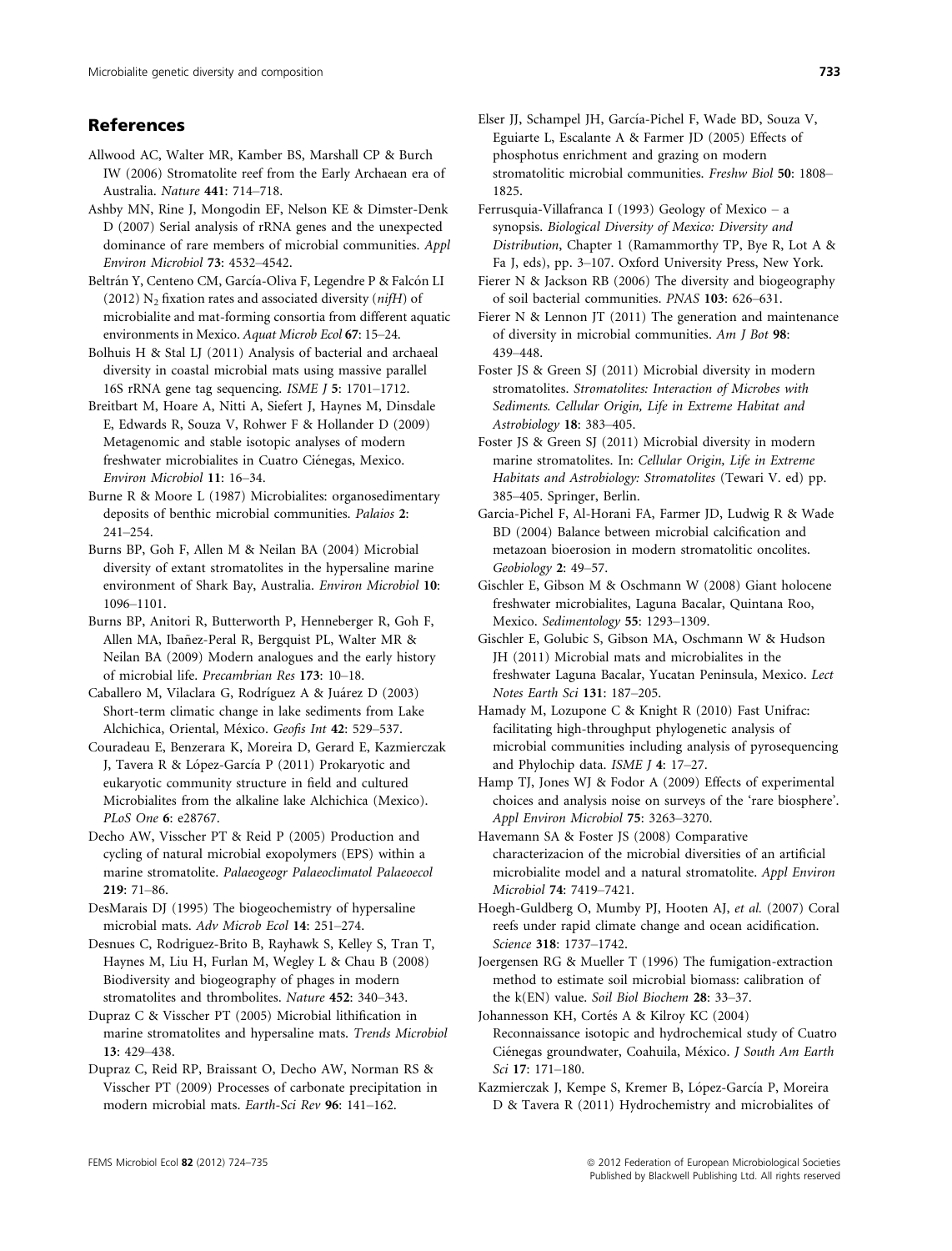## References

Allwood AC, Walter MR, Kamber BS, Marshall CP & Burch IW (2006) Stromatolite reef from the Early Archaean era of Australia. *Nature* **441**: 714–718.

Ashby MN, Rine J, Mongodin EF, Nelson KE & Dimster-Denk D (2007) Serial analysis of rRNA genes and the unexpected dominance of rare members of microbial communities. *Appl Environ Microbiol* **73**: 4532–4542.

Beltrán Y, Centeno CM, García-Oliva F, Legendre P & Falcón LI (2012) $N_2$ fixation rates and associated diversity (*nifH*) of microbialite and mat-forming consortia from different aquatic environments in Mexico. *Aquat Microb Ecol* **67**: 15–24.

Bolhuis H & Stal LJ (2011) Analysis of bacterial and archaeal diversity in coastal microbial mats using massive parallel 16S rRNA gene tag sequencing. *ISME J* **5**: 1701–1712.

Breitbart M, Hoare A, Nitti A, Siefert J, Haynes M, Dinsdale E, Edwards R, Souza V, Rohwer F & Hollander D (2009) Metagenomic and stable isotopic analyses of modern freshwater microbialites in Cuatro Ciénegas, Mexico. *Environ Microbiol* **11**: 16–34.

Burne R & Moore L (1987) Microbialites: organosedimentary deposits of benthic microbial communities. *Palaios* **2**: 241–254.

Burns BP, Goh F, Allen M & Neilan BA (2004) Microbial diversity of extant stromatolites in the hypersaline marine environment of Shark Bay, Australia. *Environ Microbiol* **10**: 1096–1101.

Burns BP, Anitori R, Butterworth P, Henneberger R, Goh F, Allen MA, Ibañez-Peral R, Bergquist PL, Walter MR & Neilan BA (2009) Modern analogues and the early history of microbial life. *Precambrian Res* **173**: 10–18.

Caballero M, Vilaclara G, Rodríguez A & Juárez D (2003) Short-term climatic change in lake sediments from Lake Alchichica, Oriental, México. *Geofis Int* **42**: 529–537.

Couradeau E, Benzerara K, Moreira D, Gerard E, Kazmierczak J, Tavera R & López-García P (2011) Prokaryotic and eukaryotic community structure in field and cultured Microbialites from the alkaline lake Alchichica (Mexico). *PLoS One* **6**: e28767.

Decho AW, Visscher PT & Reid P (2005) Production and cycling of natural microbial exopolymers (EPS) within a marine stromatolite. *Palaeogeogr Palaeoclimatol Palaeoecol* **219**: 71–86.

DesMarais DJ (1995) The biogeochemistry of hypersaline microbial mats. *Adv Microb Ecol* **14**: 251–274.

Desnues C, Rodriguez-Brito B, Rayhawk S, Kelley S, Tran T, Haynes M, Liu H, Furlan M, Wegley L & Chau B (2008) Biodiversity and biogeography of phages in modern stromatolites and thrombolites. *Nature* **452**: 340–343.

Dupraz C & Visscher PT (2005) Microbial lithification in marine stromatolites and hypersaline mats. *Trends Microbiol* **13**: 429–438.

Dupraz C, Reid RP, Braissant O, Decho AW, Norman RS & Visscher PT (2009) Processes of carbonate precipitation in modern microbial mats. *Earth-Sci Rev* **96**: 141–162.

Elser JJ, Schampel JH, García-Pichel F, Wade BD, Souza V, Eguiarte L, Escalante A & Farmer JD (2005) Effects of phosphotus enrichment and grazing on modern stromatolitic microbial communities. *Freshw Biol* **50**: 1808–1825.

Ferrusquia-Villafranca I (1993) Geology of Mexico – a synopsis. *Biological Diversity of Mexico: Diversity and Distribution*, Chapter 1 (Ramammorthy TP, Bye R, Lot A & Fa J, eds), pp. 3–107. Oxford University Press, New York.

Fierer N & Jackson RB (2006) The diversity and biogeography of soil bacterial communities. *PNAS* **103**: 626–631.

Fierer N & Lennon JT (2011) The generation and maintenance of diversity in microbial communities. *Am J Bot* **98**: 439–448.

Foster JS & Green SJ (2011) Microbial diversity in modern stromatolites. *Stromatolites: Interaction of Microbes with Sediments. Cellular Origin, Life in Extreme Habitat and Astrobiology* **18**: 383–405.

Foster JS & Green SJ (2011) Microbial diversity in modern marine stromatolites. In: *Cellular Origin, Life in Extreme Habitats and Astrobiology: Stromatolites* (Tewari V. ed) pp. 385–405. Springer, Berlin.

Garcia-Pichel F, Al-Horani FA, Farmer JD, Ludwig R & Wade BD (2004) Balance between microbial calcification and metazoan bioerosion in modern stromatolitic oncolites. *Geobiology* **2**: 49–57.

Gischler E, Gibson M & Oschmann W (2008) Giant holocene freshwater microbialites, Laguna Bacalar, Quintana Roo, Mexico. *Sedimentology* **55**: 1293–1309.

Gischler E, Golubic S, Gibson MA, Oschmann W & Hudson JH (2011) Microbial mats and microbialites in the freshwater Laguna Bacalar, Yucatan Peninsula, Mexico. *Lect Notes Earth Sci* **131**: 187–205.

Hamady M, Lozupone C & Knight R (2010) Fast Unifrac: facilitating high-throughput phylogenetic analysis of microbial communities including analysis of pyrosequencing and Phylochip data. *ISME J* **4**: 17–27.

Hamp TJ, Jones WJ & Fodor A (2009) Effects of experimental choices and analysis noise on surveys of the 'rare biosphere'. *Appl Environ Microbiol* **75**: 3263–3270.

Havemann SA & Foster JS (2008) Comparative characterizacion of the microbial diversities of an artificial microbialite model and a natural stromatolite. *Appl Environ Microbiol* **74**: 7419–7421.

Hoegh-Guldberg O, Mumby PJ, Hooten AJ, *et al.* (2007) Coral reefs under rapid climate change and ocean acidification. *Science* **318**: 1737–1742.

Joergensen RG & Mueller T (1996) The fumigation-extraction method to estimate soil microbial biomass: calibration of the k(EN) value. *Soil Biol Biochem* **28**: 33–37.

Johannesson KH, Cortés A & Kilroy KC (2004) Reconnaissance isotopic and hydrochemical study of Cuatro Ciénegas groundwater, Coahuila, México. *J South Am Earth Sci* **17**: 171–180.

Kazmierczak J, Kempe S, Kremer B, López-García P, Moreira D & Tavera R (2011) Hydrochemistry and microbialites of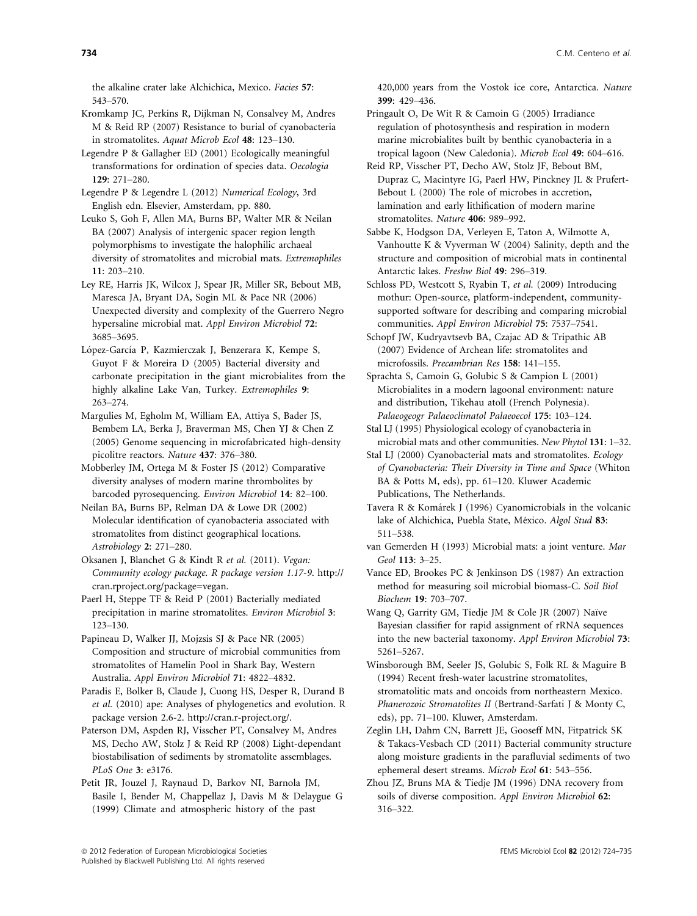the alkaline crater lake Alchichica, Mexico. *Facies* **57**: 543–570.

Kromkamp JC, Perkins R, Dijkman N, Consalvey M, Andres M & Reid RP (2007) Resistance to burial of cyanobacteria in stromatolites. *Aquat Microb Ecol* **48**: 123–130.

Legendre P & Gallagher ED (2001) Ecologically meaningful transformations for ordination of species data. *Oecologia* **129**: 271–280.

Legendre P & Legendre L (2012) *Numerical Ecology*, 3rd English edn. Elsevier, Amsterdam, pp. 880.

Leuko S, Goh F, Allen MA, Burns BP, Walter MR & Neilan BA (2007) Analysis of intergenic spacer region length polymorphisms to investigate the halophilic archaeal diversity of stromatolites and microbial mats. *Extremophiles* **11**: 203–210.

Ley RE, Harris JK, Wilcox J, Spear JR, Miller SR, Bebout MB, Maresca JA, Bryant DA, Sogin ML & Pace NR (2006) Unexpected diversity and complexity of the Guerrero Negro hypersaline microbial mat. *Appl Environ Microbiol* **72**: 3685–3695.

López-García P, Kazmierczak J, Benzerara K, Kempe S, Guyot F & Moreira D (2005) Bacterial diversity and carbonate precipitation in the giant microbialites from the highly alkaline Lake Van, Turkey. *Extremophiles* **9**: 263–274.

Margulies M, Egholm M, William EA, Attiya S, Bader JS, Bembem LA, Berka J, Braverman MS, Chen YJ & Chen Z (2005) Genome sequencing in microfabricated high-density picolitre reactors. *Nature* **437**: 376–380.

Mobberley JM, Ortega M & Foster JS (2012) Comparative diversity analyses of modern marine thrombolites by barcoded pyrosequencing. *Environ Microbiol* **14**: 82–100.

Neilan BA, Burns BP, Relman DA & Lowe DR (2002) Molecular identification of cyanobacteria associated with stromatolites from distinct geographical locations. *Astrobiology* **2**: 271–280.

Oksanen J, Blanchet G & Kindt R *et al.* (2011). *Vegan: Community ecology package. R package version 1.17-9.* http://cran.rproject.org/package=vegan.

Paerl H, Steppe TF & Reid P (2001) Bacterially mediated precipitation in marine stromatolites. *Environ Microbiol* **3**: 123–130.

Papineau D, Walker JJ, Mojzsis SJ & Pace NR (2005) Composition and structure of microbial communities from stromatolites of Hamelin Pool in Shark Bay, Western Australia. *Appl Environ Microbiol* **71**: 4822–4832.

Paradis E, Bolker B, Claude J, Cuong HS, Desper R, Durand B *et al.* (2010) ape: Analyses of phylogenetics and evolution. R package version 2.6-2. http://cran.r-project.org/.

Paterson DM, Aspden RJ, Visscher PT, Consalvey M, Andres MS, Decho AW, Stolz J & Reid RP (2008) Light-dependant biostabilisation of sediments by stromatolite assemblages. *PLoS One* **3**: e3176.

Petit JR, Jouzel J, Raynaud D, Barkov NI, Barnola JM, Basile I, Bender M, Chappellaz J, Davis M & Delaygue G (1999) Climate and atmospheric history of the past 420,000 years from the Vostok ice core, Antarctica. *Nature* **399**: 429–436.

Pringault O, De Wit R & Camoin G (2005) Irradiance regulation of photosynthesis and respiration in modern marine microbialites built by benthic cyanobacteria in a tropical lagoon (New Caledonia). *Microb Ecol* **49**: 604–616.

Reid RP, Visscher PT, Decho AW, Stolz JF, Bebout BM, Dupraz C, Macintyre IG, Paerl HW, Pinckney JL & Prufert-Bebout L (2000) The role of microbes in accretion, lamination and early lithification of modern marine stromatolites. *Nature* **406**: 989–992.

Sabbe K, Hodgson DA, Verleyen E, Taton A, Wilmotte A, Vanhoutte K & Vyverman W (2004) Salinity, depth and the structure and composition of microbial mats in continental Antarctic lakes. *Freshw Biol* **49**: 296–319.

Schloss PD, Westcott S, Ryabin T, *et al.* (2009) Introducing mothur: Open-source, platform-independent, community-supported software for describing and comparing microbial communities. *Appl Environ Microbiol* **75**: 7537–7541.

Schopf JW, Kudryavtsevb BA, Czajac AD & Tripathic AB (2007) Evidence of Archean life: stromatolites and microfossils. *Precambrian Res* **158**: 141–155.

Sprachta S, Camoin G, Golubic S & Campion L (2001) Microbialites in a modern lagoonal environment: nature and distribution, Tikehau atoll (French Polynesia). *Palaeogeogr Palaeoclimatol Palaeoecol* **175**: 103–124.

Stal LJ (1995) Physiological ecology of cyanobacteria in microbial mats and other communities. *New Phytol* **131**: 1–32.

Stal LJ (2000) Cyanobacterial mats and stromatolites. *Ecology of Cyanobacteria: Their Diversity in Time and Space* (Whiton BA & Potts M, eds), pp. 61–120. Kluwer Academic Publications, The Netherlands.

Tavera R & Komárek J (1996) Cyanomicrobials in the volcanic lake of Alchichica, Puebla State, México. *Algol Stud* **83**: 511–538.

van Gemerden H (1993) Microbial mats: a joint venture. *Mar Geol* **113**: 3–25.

Vance ED, Brookes PC & Jenkinson DS (1987) An extraction method for measuring soil microbial biomass-C. *Soil Biol Biochem* **19**: 703–707.

Wang Q, Garrity GM, Tiedje JM & Cole JR (2007) Naïve Bayesian classifier for rapid assignment of rRNA sequences into the new bacterial taxonomy. *Appl Environ Microbiol* **73**: 5261–5267.

Winsborough BM, Seeler JS, Golubic S, Folk RL & Maguire B (1994) Recent fresh-water lacustrine stromatolites, stromatolitic mats and oncoids from northeastern Mexico. *Phanerozoic Stromatolites II* (Bertrand-Sarfati J & Monty C, eds), pp. 71–100. Kluwer, Amsterdam.

Zeglin LH, Dahm CN, Barrett JE, Gooseff MN, Fitpatrick SK & Takacs-Vesbach CD (2011) Bacterial community structure along moisture gradients in the parafluvial sediments of two ephemeral desert streams. *Microb Ecol* **61**: 543–556.

Zhou JZ, Bruns MA & Tiedje JM (1996) DNA recovery from soils of diverse composition. *Appl Environ Microbiol* **62**: 316–322.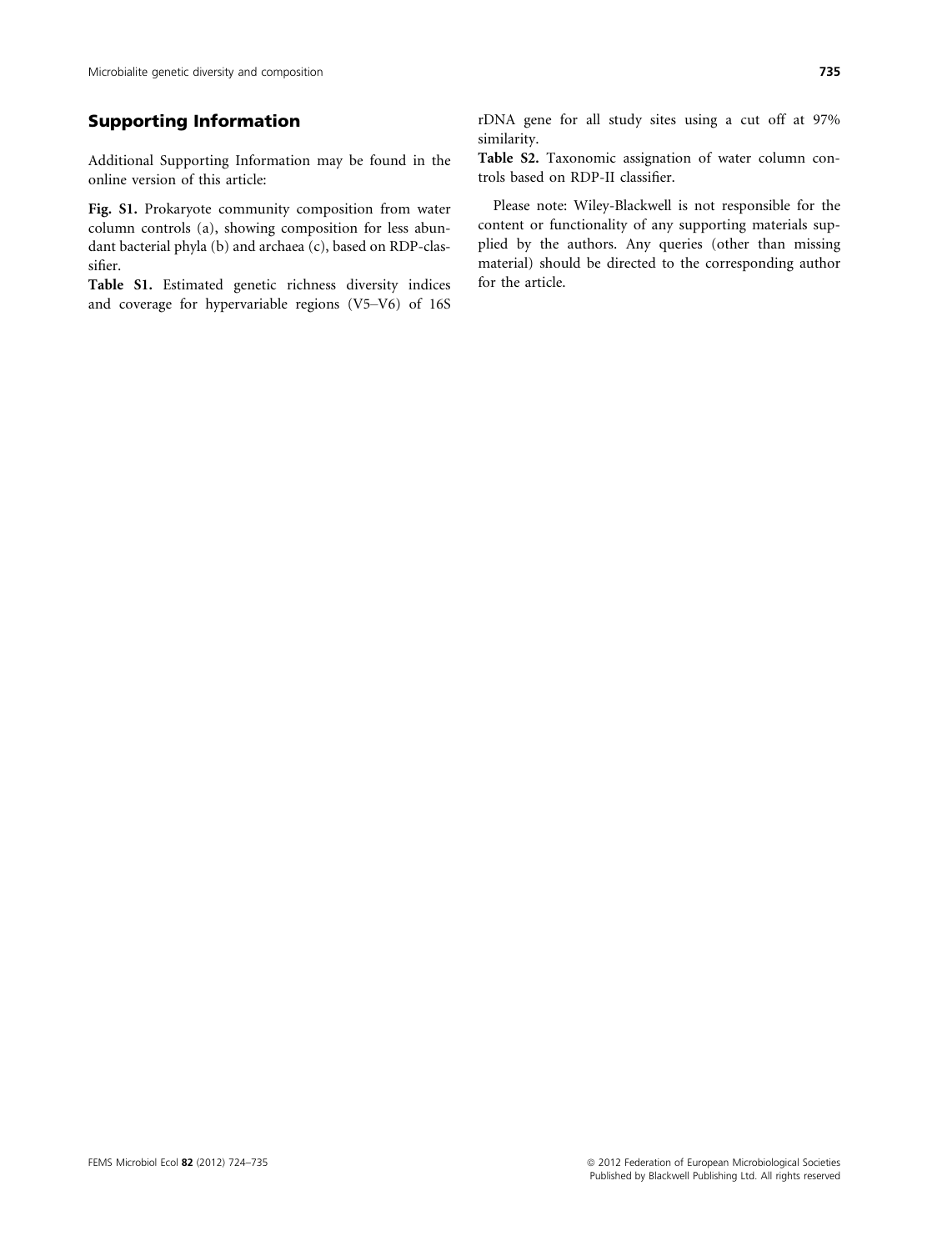## Supporting Information

Additional Supporting Information may be found in the online version of this article:

**Fig. S1.** Prokaryote community composition from water column controls (a), showing composition for less abundant bacterial phyla (b) and archaea (c), based on RDP-classifier.

**Table S1.** Estimated genetic richness diversity indices and coverage for hypervariable regions (V5–V6) of 16S rDNA gene for all study sites using a cut off at 97% similarity.

**Table S2.** Taxonomic assignation of water column controls based on RDP-II classifier.

Please note: Wiley-Blackwell is not responsible for the content or functionality of any supporting materials supplied by the authors. Any queries (other than missing material) should be directed to the corresponding author for the article.